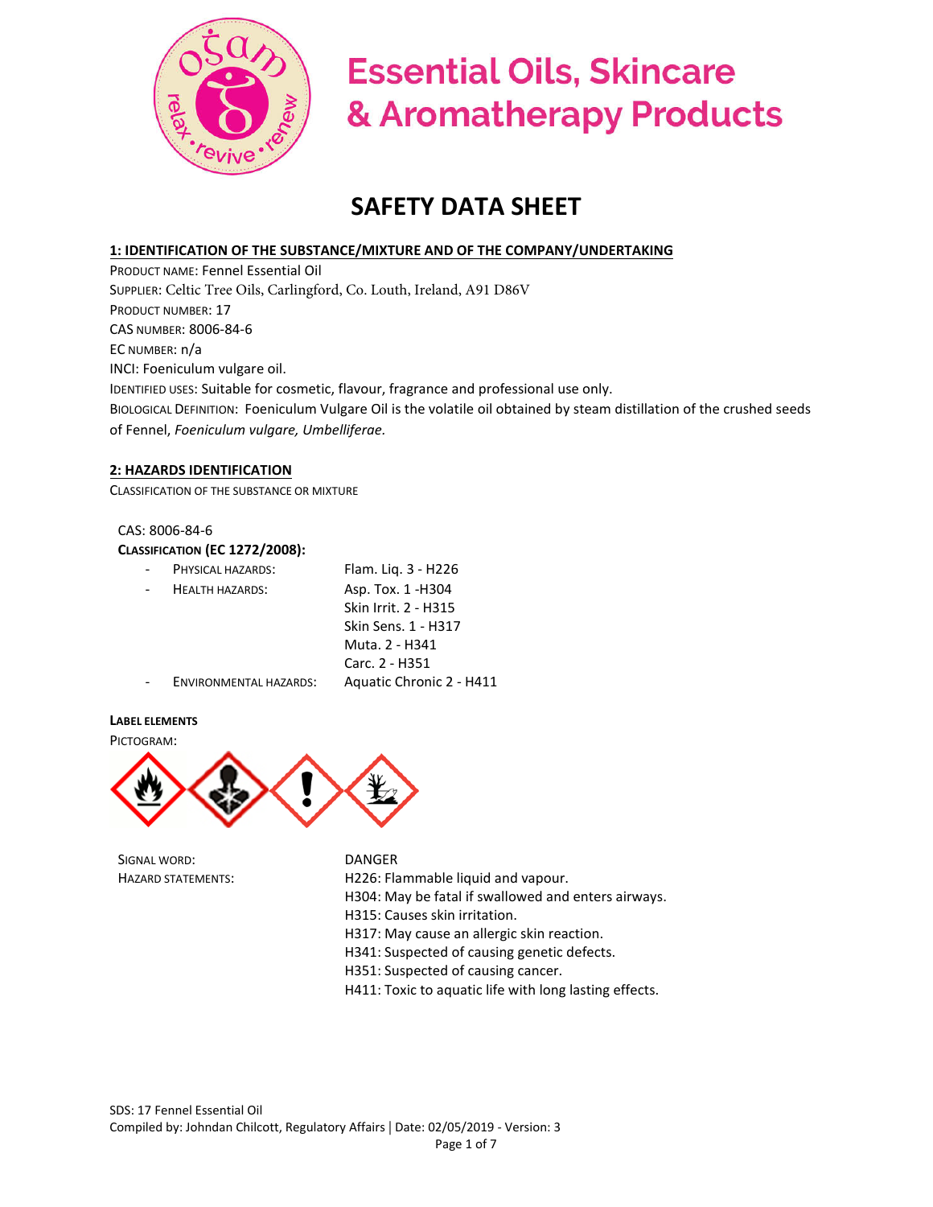# Essential Oils, Skincare & Aromatherapy Products

# SAFETY DATA SHEET

## 1: IDENTIFICATION OF THE SUBSTANCE/MIXTURE AND OF THE COMPANY/UNDERTAKING

PRODUCT NAME: Fennel Essential Oil

SUPPLIER: Celtic Tree Oils, Carlingford, Co. Louth, Ireland, A91 D86V

PRODUCT NUMBER: 17

CAS NUMBER: 8006-84-6

EC NUMBER: n/a

INCI: Foeniculum vulgare oil.

IDENTIFIED USES: Suitable for cosmetic, flavour, fragrance and professional use only.

BIOLOGICAL DEFINITION: Foeniculum Vulgare Oil is the volatile oil obtained by steam distillation of the crushed seeds of Fennel, *Foeniculum vulgare, Umbelliferae.*

## 2: HAZARDS IDENTIFICATION

CLASSIFICATION OF THE SUBSTANCE OR MIXTURE

CAS: 8006-84-6

**CLASSIFICATION (EC 1272/2008):**

- PHYSICAL HAZARDS: Flam. Liq. 3 - H226
- HEALTH HAZARDS: Asp. Tox. 1 -H304
  Skin Irrit. 2 - H315
  Skin Sens. 1 - H317
  Muta. 2 - H341
  Carc. 2 - H351
- ENVIRONMENTAL HAZARDS: Aquatic Chronic 2 - H411

**LABEL ELEMENTS**

PICTOGRAM:

SIGNAL WORD: DANGER

HAZARD STATEMENTS:

H226: Flammable liquid and vapour.
H304: May be fatal if swallowed and enters airways.
H315: Causes skin irritation.
H317: May cause an allergic skin reaction.
H341: Suspected of causing genetic defects.
H351: Suspected of causing cancer.
H411: Toxic to aquatic life with long lasting effects.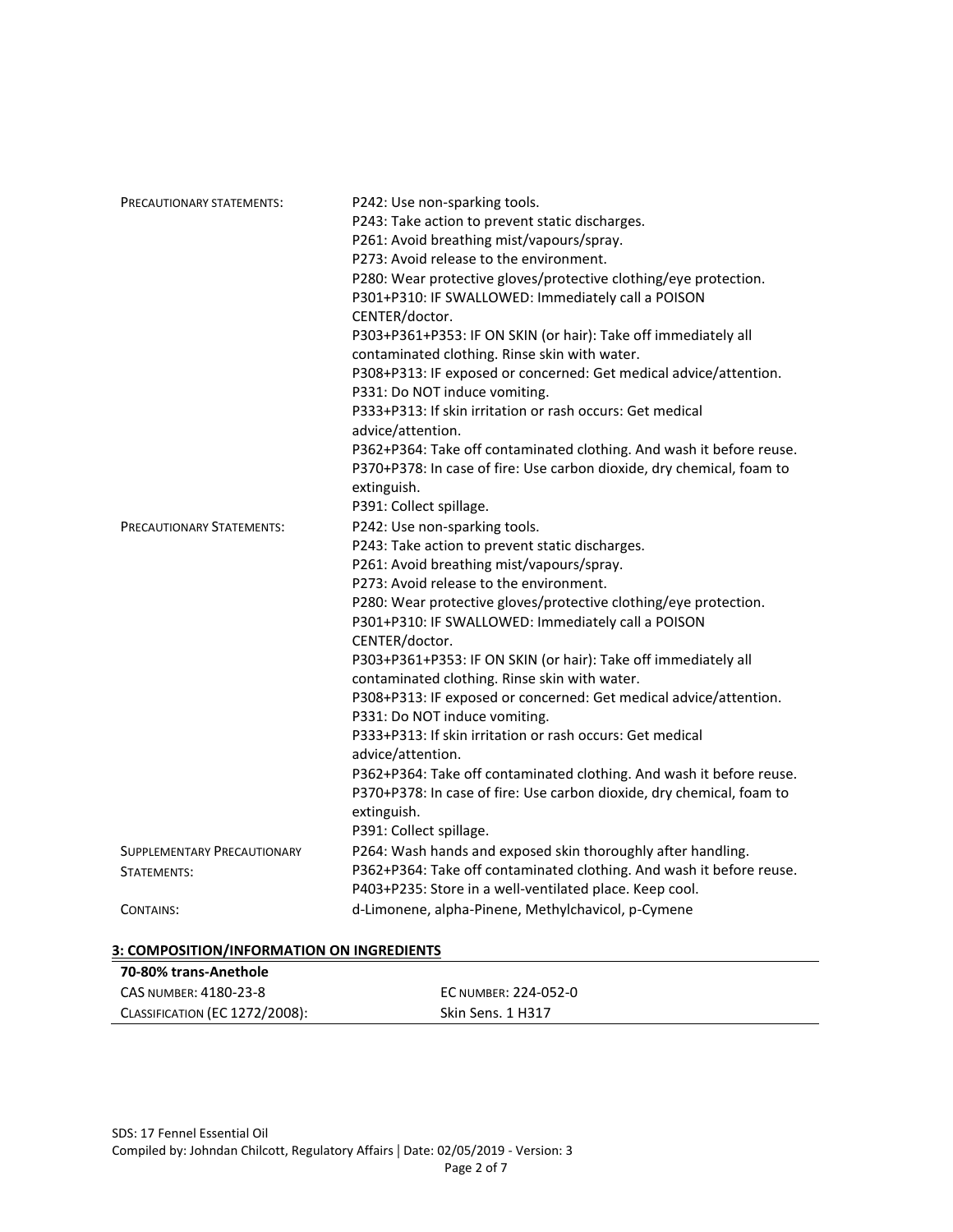| | |
|---|---|
| PRECAUTIONARY STATEMENTS: | P242: Use non-sparking tools.<br>P243: Take action to prevent static discharges.<br>P261: Avoid breathing mist/vapours/spray.<br>P273: Avoid release to the environment.<br>P280: Wear protective gloves/protective clothing/eye protection.<br>P301+P310: IF SWALLOWED: Immediately call a POISON CENTER/doctor.<br>P303+P361+P353: IF ON SKIN (or hair): Take off immediately all contaminated clothing. Rinse skin with water.<br>P308+P313: IF exposed or concerned: Get medical advice/attention.<br>P331: Do NOT induce vomiting.<br>P333+P313: If skin irritation or rash occurs: Get medical advice/attention.<br>P362+P364: Take off contaminated clothing. And wash it before reuse.<br>P370+P378: In case of fire: Use carbon dioxide, dry chemical, foam to extinguish.<br>P391: Collect spillage. |
| PRECAUTIONARY STATEMENTS: | P242: Use non-sparking tools.<br>P243: Take action to prevent static discharges.<br>P261: Avoid breathing mist/vapours/spray.<br>P273: Avoid release to the environment.<br>P280: Wear protective gloves/protective clothing/eye protection.<br>P301+P310: IF SWALLOWED: Immediately call a POISON CENTER/doctor.<br>P303+P361+P353: IF ON SKIN (or hair): Take off immediately all contaminated clothing. Rinse skin with water.<br>P308+P313: IF exposed or concerned: Get medical advice/attention.<br>P331: Do NOT induce vomiting.<br>P333+P313: If skin irritation or rash occurs: Get medical advice/attention.<br>P362+P364: Take off contaminated clothing. And wash it before reuse.<br>P370+P378: In case of fire: Use carbon dioxide, dry chemical, foam to extinguish.<br>P391: Collect spillage. |
| SUPPLEMENTARY PRECAUTIONARY STATEMENTS: | P264: Wash hands and exposed skin thoroughly after handling.<br>P362+P364: Take off contaminated clothing. And wash it before reuse.<br>P403+P235: Store in a well-ventilated place. Keep cool. |
| CONTAINS: | d-Limonene, alpha-Pinene, Methylchavicol, p-Cymene |

## 3: COMPOSITION/INFORMATION ON INGREDIENTS

| **70-80% trans-Anethole** | |
|---|---|
| CAS NUMBER: 4180-23-8 | EC NUMBER: 224-052-0 |
| CLASSIFICATION (EC 1272/2008): | Skin Sens. 1 H317 |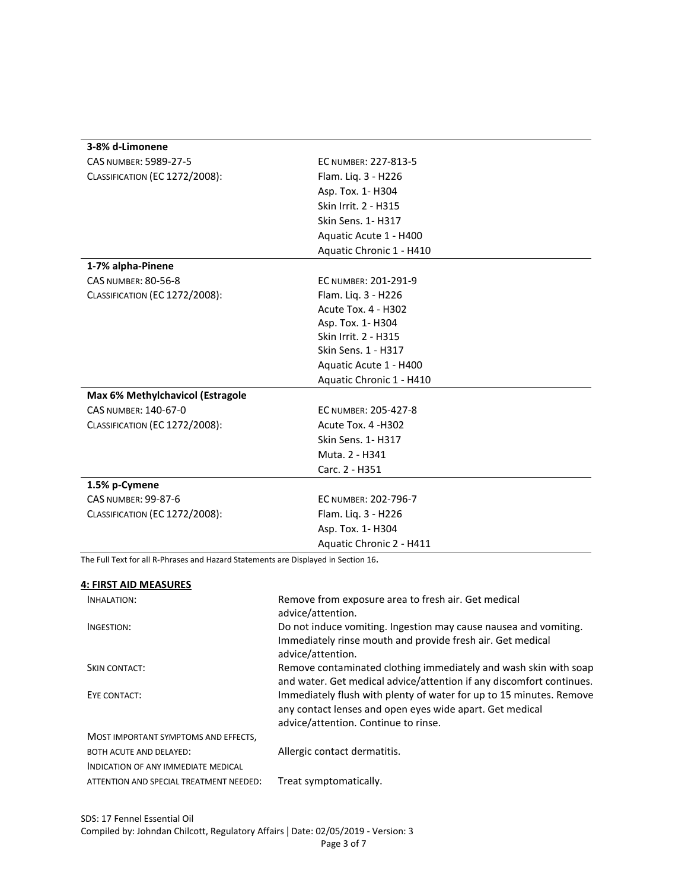**3-8% d-Limonene**

| | |
|---|---|
| CAS NUMBER: 5989-27-5 | EC NUMBER: 227-813-5 |
| CLASSIFICATION (EC 1272/2008): | Flam. Liq. 3 - H226 |
| | Asp. Tox. 1- H304 |
| | Skin Irrit. 2 - H315 |
| | Skin Sens. 1- H317 |
| | Aquatic Acute 1 - H400 |
| | Aquatic Chronic 1 - H410 |

**1-7% alpha-Pinene**

| | |
|---|---|
| CAS NUMBER: 80-56-8 | EC NUMBER: 201-291-9 |
| CLASSIFICATION (EC 1272/2008): | Flam. Liq. 3 - H226 |
| | Acute Tox. 4 - H302 |
| | Asp. Tox. 1- H304 |
| | Skin Irrit. 2 - H315 |
| | Skin Sens. 1 - H317 |
| | Aquatic Acute 1 - H400 |
| | Aquatic Chronic 1 - H410 |

**Max 6% Methylchavicol (Estragole**

| | |
|---|---|
| CAS NUMBER: 140-67-0 | EC NUMBER: 205-427-8 |
| CLASSIFICATION (EC 1272/2008): | Acute Tox. 4 -H302 |
| | Skin Sens. 1- H317 |
| | Muta. 2 - H341 |
| | Carc. 2 - H351 |

**1.5% p-Cymene**

| | |
|---|---|
| CAS NUMBER: 99-87-6 | EC NUMBER: 202-796-7 |
| CLASSIFICATION (EC 1272/2008): | Flam. Liq. 3 - H226 |
| | Asp. Tox. 1- H304 |
| | Aquatic Chronic 2 - H411 |

The Full Text for all R-Phrases and Hazard Statements are Displayed in Section 16.

## 4: FIRST AID MEASURES

| | |
|---|---|
| INHALATION: | Remove from exposure area to fresh air. Get medical advice/attention. |
| INGESTION: | Do not induce vomiting. Ingestion may cause nausea and vomiting. Immediately rinse mouth and provide fresh air. Get medical advice/attention. |
| SKIN CONTACT: | Remove contaminated clothing immediately and wash skin with soap and water. Get medical advice/attention if any discomfort continues. |
| EYE CONTACT: | Immediately flush with plenty of water for up to 15 minutes. Remove any contact lenses and open eyes wide apart. Get medical advice/attention. Continue to rinse. |
| MOST IMPORTANT SYMPTOMS AND EFFECTS, BOTH ACUTE AND DELAYED: | Allergic contact dermatitis. |
| INDICATION OF ANY IMMEDIATE MEDICAL ATTENTION AND SPECIAL TREATMENT NEEDED: | Treat symptomatically. |

SDS: 17 Fennel Essential Oil
Compiled by: Johndan Chilcott, Regulatory Affairs | Date: 02/05/2019 - Version: 3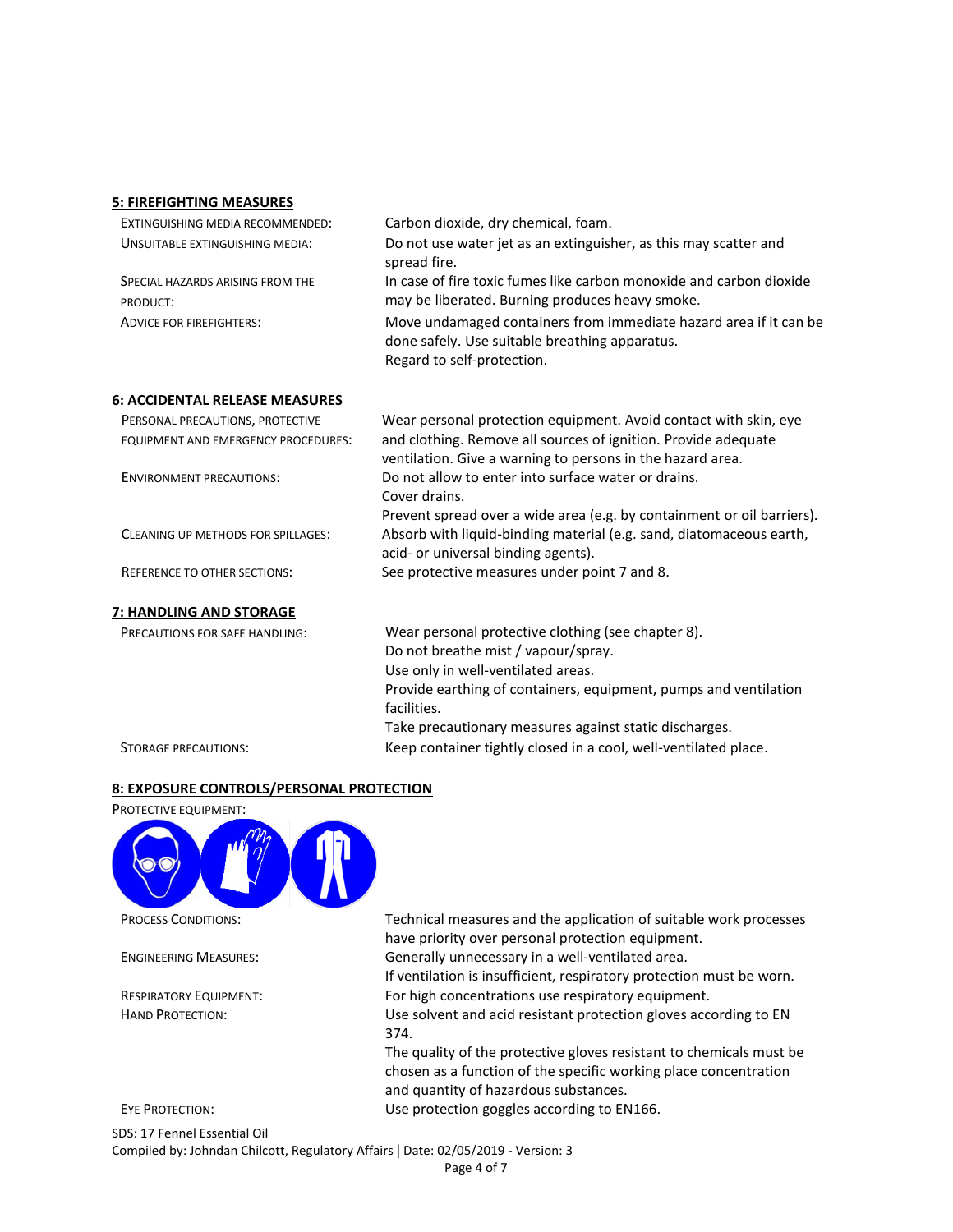## 5: FIREFIGHTING MEASURES

| | |
|---|---|
| EXTINGUISHING MEDIA RECOMMENDED: | Carbon dioxide, dry chemical, foam. |
| UNSUITABLE EXTINGUISHING MEDIA: | Do not use water jet as an extinguisher, as this may scatter and spread fire. |
| SPECIAL HAZARDS ARISING FROM THE PRODUCT: | In case of fire toxic fumes like carbon monoxide and carbon dioxide may be liberated. Burning produces heavy smoke. |
| ADVICE FOR FIREFIGHTERS: | Move undamaged containers from immediate hazard area if it can be done safely. Use suitable breathing apparatus.<br>Regard to self-protection. |

## 6: ACCIDENTAL RELEASE MEASURES

| | |
|---|---|
| PERSONAL PRECAUTIONS, PROTECTIVE EQUIPMENT AND EMERGENCY PROCEDURES: | Wear personal protection equipment. Avoid contact with skin, eye and clothing. Remove all sources of ignition. Provide adequate ventilation. Give a warning to persons in the hazard area. |
| ENVIRONMENT PRECAUTIONS: | Do not allow to enter into surface water or drains.<br>Cover drains.<br>Prevent spread over a wide area (e.g. by containment or oil barriers). |
| CLEANING UP METHODS FOR SPILLAGES: | Absorb with liquid-binding material (e.g. sand, diatomaceous earth, acid- or universal binding agents). |
| REFERENCE TO OTHER SECTIONS: | See protective measures under point 7 and 8. |

## 7: HANDLING AND STORAGE

| | |
|---|---|
| PRECAUTIONS FOR SAFE HANDLING: | Wear personal protective clothing (see chapter 8).<br>Do not breathe mist / vapour/spray.<br>Use only in well-ventilated areas.<br>Provide earthing of containers, equipment, pumps and ventilation facilities.<br>Take precautionary measures against static discharges. |
| STORAGE PRECAUTIONS: | Keep container tightly closed in a cool, well-ventilated place. |

## 8: EXPOSURE CONTROLS/PERSONAL PROTECTION

PROTECTIVE EQUIPMENT:

| | |
|---|---|
| PROCESS CONDITIONS: | Technical measures and the application of suitable work processes have priority over personal protection equipment. |
| ENGINEERING MEASURES: | Generally unnecessary in a well-ventilated area.<br>If ventilation is insufficient, respiratory protection must be worn. |
| RESPIRATORY EQUIPMENT: | For high concentrations use respiratory equipment. |
| HAND PROTECTION: | Use solvent and acid resistant protection gloves according to EN 374.<br>The quality of the protective gloves resistant to chemicals must be chosen as a function of the specific working place concentration and quantity of hazardous substances. |
| EYE PROTECTION: | Use protection goggles according to EN166. |

SDS: 17 Fennel Essential Oil
Compiled by: Johndan Chilcott, Regulatory Affairs | Date: 02/05/2019 - Version: 3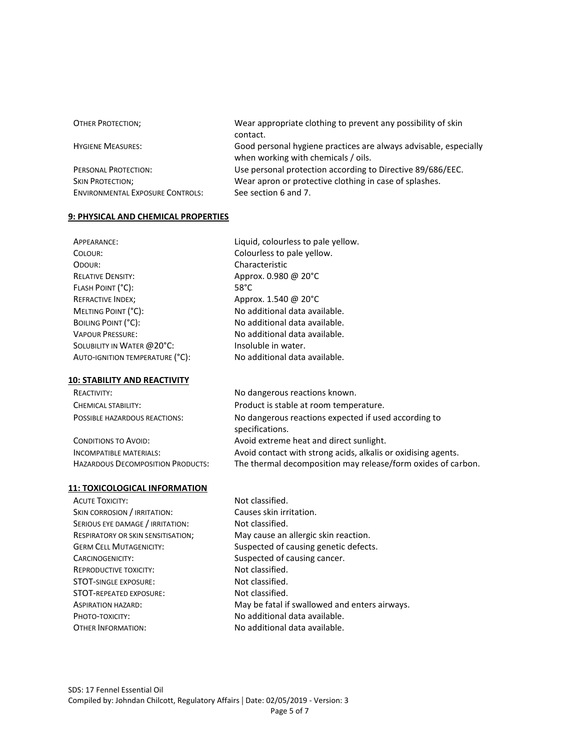| | |
|---|---|
| OTHER PROTECTION; | Wear appropriate clothing to prevent any possibility of skin contact. |
| HYGIENE MEASURES: | Good personal hygiene practices are always advisable, especially when working with chemicals / oils. |
| PERSONAL PROTECTION: | Use personal protection according to Directive 89/686/EEC. |
| SKIN PROTECTION; | Wear apron or protective clothing in case of splashes. |
| ENVIRONMENTAL EXPOSURE CONTROLS: | See section 6 and 7. |

## 9: PHYSICAL AND CHEMICAL PROPERTIES

| | |
|---|---|
| APPEARANCE: | Liquid, colourless to pale yellow. |
| COLOUR: | Colourless to pale yellow. |
| ODOUR: | Characteristic |
| RELATIVE DENSITY: | Approx. 0.980 @ 20°C |
| FLASH POINT (°C): | 58°C |
| REFRACTIVE INDEX; | Approx. 1.540 @ 20°C |
| MELTING POINT (°C): | No additional data available. |
| BOILING POINT (°C): | No additional data available. |
| VAPOUR PRESSURE: | No additional data available. |
| SOLUBILITY IN WATER @20°C: | Insoluble in water. |
| AUTO-IGNITION TEMPERATURE (°C): | No additional data available. |

## 10: STABILITY AND REACTIVITY

| | |
|---|---|
| REACTIVITY: | No dangerous reactions known. |
| CHEMICAL STABILITY: | Product is stable at room temperature. |
| POSSIBLE HAZARDOUS REACTIONS: | No dangerous reactions expected if used according to specifications. |
| CONDITIONS TO AVOID: | Avoid extreme heat and direct sunlight. |
| INCOMPATIBLE MATERIALS: | Avoid contact with strong acids, alkalis or oxidising agents. |
| HAZARDOUS DECOMPOSITION PRODUCTS: | The thermal decomposition may release/form oxides of carbon. |

## 11: TOXICOLOGICAL INFORMATION

| | |
|---|---|
| ACUTE TOXICITY: | Not classified. |
| SKIN CORROSION / IRRITATION: | Causes skin irritation. |
| SERIOUS EYE DAMAGE / IRRITATION: | Not classified. |
| RESPIRATORY OR SKIN SENSITISATION; | May cause an allergic skin reaction. |
| GERM CELL MUTAGENICITY: | Suspected of causing genetic defects. |
| CARCINOGENICITY: | Suspected of causing cancer. |
| REPRODUCTIVE TOXICITY: | Not classified. |
| STOT-SINGLE EXPOSURE: | Not classified. |
| STOT-REPEATED EXPOSURE: | Not classified. |
| ASPIRATION HAZARD: | May be fatal if swallowed and enters airways. |
| PHOTO-TOXICITY: | No additional data available. |
| OTHER INFORMATION: | No additional data available. |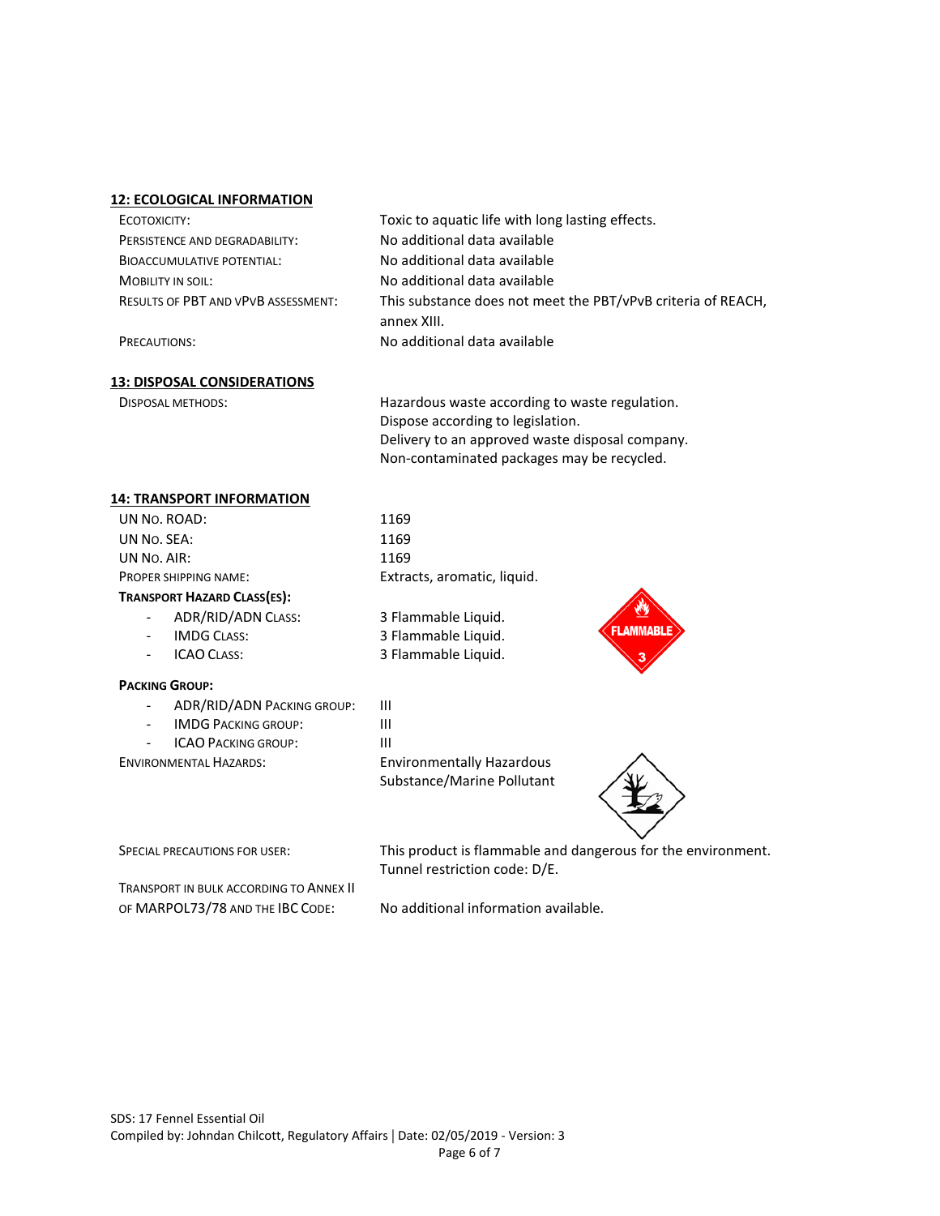## 12: ECOLOGICAL INFORMATION

| | |
|---|---|
| ECOTOXICITY: | Toxic to aquatic life with long lasting effects. |
| PERSISTENCE AND DEGRADABILITY: | No additional data available |
| BIOACCUMULATIVE POTENTIAL: | No additional data available |
| MOBILITY IN SOIL: | No additional data available |
| RESULTS OF PBT AND VPVB ASSESSMENT: | This substance does not meet the PBT/vPvB criteria of REACH, annex XIII. |
| PRECAUTIONS: | No additional data available |

## 13: DISPOSAL CONSIDERATIONS

| | |
|---|---|
| DISPOSAL METHODS: | Hazardous waste according to waste regulation.<br>Dispose according to legislation.<br>Delivery to an approved waste disposal company.<br>Non-contaminated packages may be recycled. |

## 14: TRANSPORT INFORMATION

| | |
|---|---|
| UN NO. ROAD: | 1169 |
| UN NO. SEA: | 1169 |
| UN NO. AIR: | 1169 |
| PROPER SHIPPING NAME: | Extracts, aromatic, liquid. |

**TRANSPORT HAZARD CLASS(ES):**

- ADR/RID/ADN CLASS: 3 Flammable Liquid.
- IMDG CLASS: 3 Flammable Liquid.
- ICAO CLASS: 3 Flammable Liquid.

**PACKING GROUP:**

- ADR/RID/ADN PACKING GROUP: III
- IMDG PACKING GROUP: III
- ICAO PACKING GROUP: III

| | |
|---|---|
| ENVIRONMENTAL HAZARDS: | Environmentally Hazardous Substance/Marine Pollutant |
| SPECIAL PRECAUTIONS FOR USER: | This product is flammable and dangerous for the environment.<br>Tunnel restriction code: D/E. |
| TRANSPORT IN BULK ACCORDING TO ANNEX II OF MARPOL73/78 AND THE IBC CODE: | No additional information available. |

SDS: 17 Fennel Essential Oil
Compiled by: Johndan Chilcott, Regulatory Affairs | Date: 02/05/2019 - Version: 3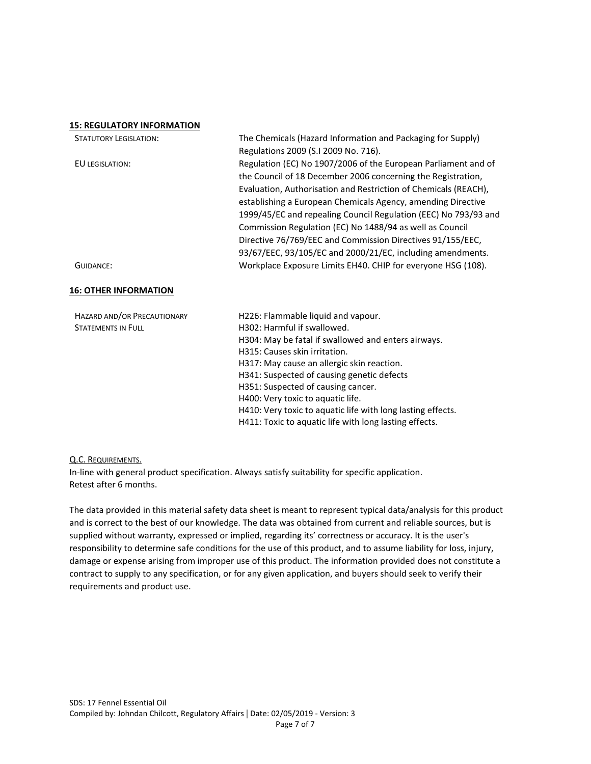## 15: REGULATORY INFORMATION

| | |
|---|---|
| STATUTORY LEGISLATION: | The Chemicals (Hazard Information and Packaging for Supply) Regulations 2009 (S.I 2009 No. 716). |
| EU LEGISLATION: | Regulation (EC) No 1907/2006 of the European Parliament and of the Council of 18 December 2006 concerning the Registration, Evaluation, Authorisation and Restriction of Chemicals (REACH), establishing a European Chemicals Agency, amending Directive 1999/45/EC and repealing Council Regulation (EEC) No 793/93 and Commission Regulation (EC) No 1488/94 as well as Council Directive 76/769/EEC and Commission Directives 91/155/EEC, 93/67/EEC, 93/105/EC and 2000/21/EC, including amendments. |
| GUIDANCE: | Workplace Exposure Limits EH40. CHIP for everyone HSG (108). |

## 16: OTHER INFORMATION

| | |
|---|---|
| HAZARD AND/OR PRECAUTIONARY STATEMENTS IN FULL | H226: Flammable liquid and vapour.<br>H302: Harmful if swallowed.<br>H304: May be fatal if swallowed and enters airways.<br>H315: Causes skin irritation.<br>H317: May cause an allergic skin reaction.<br>H341: Suspected of causing genetic defects<br>H351: Suspected of causing cancer.<br>H400: Very toxic to aquatic life.<br>H410: Very toxic to aquatic life with long lasting effects.<br>H411: Toxic to aquatic life with long lasting effects. |

Q.C. REQUIREMENTS.

In-line with general product specification. Always satisfy suitability for specific application.
Retest after 6 months.

The data provided in this material safety data sheet is meant to represent typical data/analysis for this product and is correct to the best of our knowledge. The data was obtained from current and reliable sources, but is supplied without warranty, expressed or implied, regarding its' correctness or accuracy. It is the user's responsibility to determine safe conditions for the use of this product, and to assume liability for loss, injury, damage or expense arising from improper use of this product. The information provided does not constitute a contract to supply to any specification, or for any given application, and buyers should seek to verify their requirements and product use.